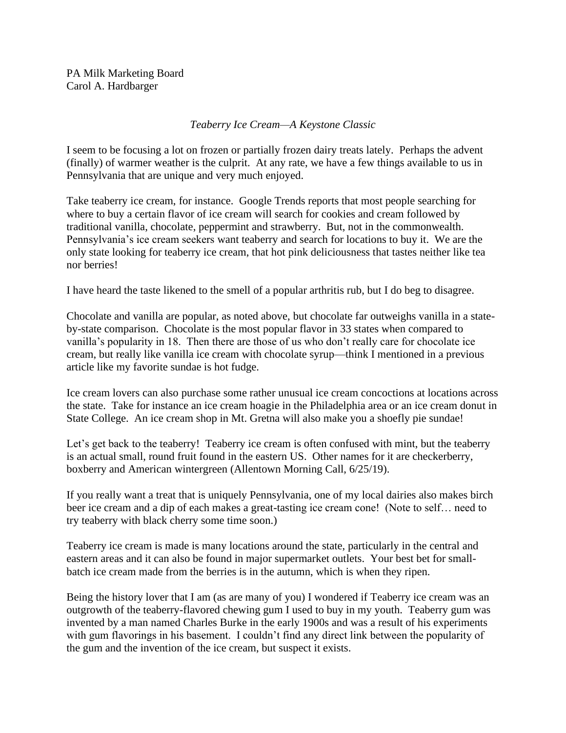PA Milk Marketing Board  
Carol A. Hardbarger

*Teaberry Ice Cream—A Keystone Classic*

I seem to be focusing a lot on frozen or partially frozen dairy treats lately. Perhaps the advent (finally) of warmer weather is the culprit. At any rate, we have a few things available to us in Pennsylvania that are unique and very much enjoyed.

Take teaberry ice cream, for instance. Google Trends reports that most people searching for where to buy a certain flavor of ice cream will search for cookies and cream followed by traditional vanilla, chocolate, peppermint and strawberry. But, not in the commonwealth. Pennsylvania's ice cream seekers want teaberry and search for locations to buy it. We are the only state looking for teaberry ice cream, that hot pink deliciousness that tastes neither like tea nor berries!

I have heard the taste likened to the smell of a popular arthritis rub, but I do beg to disagree.

Chocolate and vanilla are popular, as noted above, but chocolate far outweighs vanilla in a state-by-state comparison. Chocolate is the most popular flavor in 33 states when compared to vanilla's popularity in 18. Then there are those of us who don't really care for chocolate ice cream, but really like vanilla ice cream with chocolate syrup—think I mentioned in a previous article like my favorite sundae is hot fudge.

Ice cream lovers can also purchase some rather unusual ice cream concoctions at locations across the state. Take for instance an ice cream hoagie in the Philadelphia area or an ice cream donut in State College. An ice cream shop in Mt. Gretna will also make you a shoefly pie sundae!

Let's get back to the teaberry! Teaberry ice cream is often confused with mint, but the teaberry is an actual small, round fruit found in the eastern US. Other names for it are checkerberry, boxberry and American wintergreen (Allentown Morning Call, 6/25/19).

If you really want a treat that is uniquely Pennsylvania, one of my local dairies also makes birch beer ice cream and a dip of each makes a great-tasting ice cream cone! (Note to self… need to try teaberry with black cherry some time soon.)

Teaberry ice cream is made is many locations around the state, particularly in the central and eastern areas and it can also be found in major supermarket outlets. Your best bet for small-batch ice cream made from the berries is in the autumn, which is when they ripen.

Being the history lover that I am (as are many of you) I wondered if Teaberry ice cream was an outgrowth of the teaberry-flavored chewing gum I used to buy in my youth. Teaberry gum was invented by a man named Charles Burke in the early 1900s and was a result of his experiments with gum flavorings in his basement. I couldn't find any direct link between the popularity of the gum and the invention of the ice cream, but suspect it exists.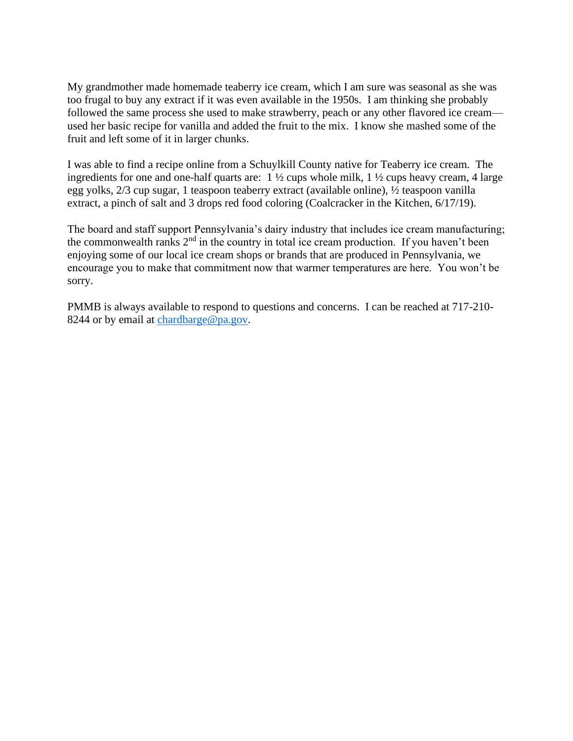My grandmother made homemade teaberry ice cream, which I am sure was seasonal as she was too frugal to buy any extract if it was even available in the 1950s. I am thinking she probably followed the same process she used to make strawberry, peach or any other flavored ice cream—used her basic recipe for vanilla and added the fruit to the mix. I know she mashed some of the fruit and left some of it in larger chunks.

I was able to find a recipe online from a Schuylkill County native for Teaberry ice cream. The ingredients for one and one-half quarts are: 1 ½ cups whole milk, 1 ½ cups heavy cream, 4 large egg yolks, 2/3 cup sugar, 1 teaspoon teaberry extract (available online), ½ teaspoon vanilla extract, a pinch of salt and 3 drops red food coloring (Coalcracker in the Kitchen, 6/17/19).

The board and staff support Pennsylvania's dairy industry that includes ice cream manufacturing; the commonwealth ranks 2nd in the country in total ice cream production. If you haven't been enjoying some of our local ice cream shops or brands that are produced in Pennsylvania, we encourage you to make that commitment now that warmer temperatures are here. You won't be sorry.

PMMB is always available to respond to questions and concerns. I can be reached at 717-210-8244 or by email at chardbarge@pa.gov.